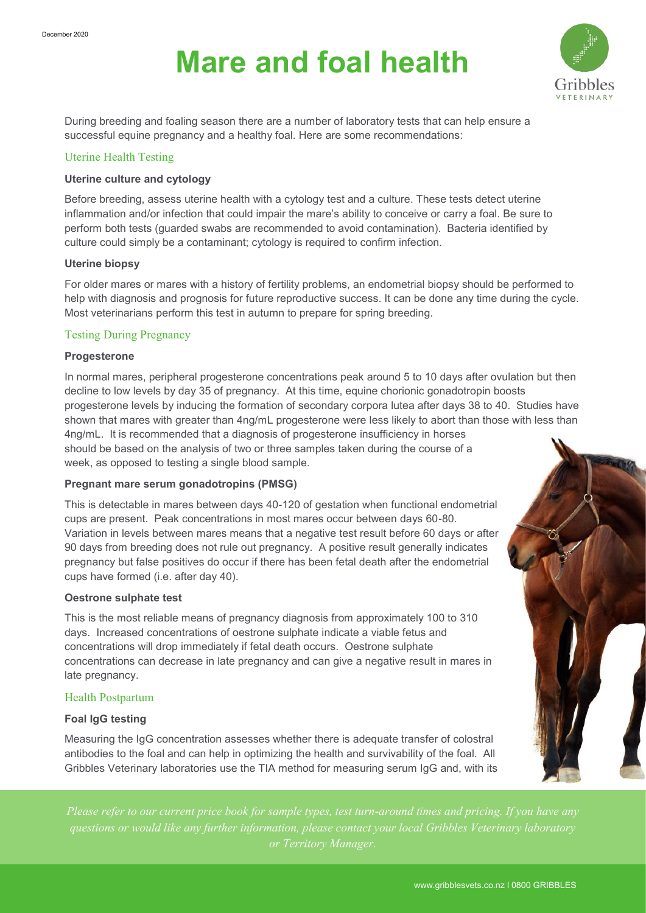December 2020

# Mare and foal health

During breeding and foaling season there are a number of laboratory tests that can help ensure a successful equine pregnancy and a healthy foal. Here are some recommendations:

## Uterine Health Testing

### Uterine culture and cytology

Before breeding, assess uterine health with a cytology test and a culture. These tests detect uterine inflammation and/or infection that could impair the mare's ability to conceive or carry a foal. Be sure to perform both tests (guarded swabs are recommended to avoid contamination). Bacteria identified by culture could simply be a contaminant; cytology is required to confirm infection.

### Uterine biopsy

For older mares or mares with a history of fertility problems, an endometrial biopsy should be performed to help with diagnosis and prognosis for future reproductive success. It can be done any time during the cycle. Most veterinarians perform this test in autumn to prepare for spring breeding.

## Testing During Pregnancy

### Progesterone

In normal mares, peripheral progesterone concentrations peak around 5 to 10 days after ovulation but then decline to low levels by day 35 of pregnancy. At this time, equine chorionic gonadotropin boosts progesterone levels by inducing the formation of secondary corpora lutea after days 38 to 40. Studies have shown that mares with greater than 4ng/mL progesterone were less likely to abort than those with less than 4ng/mL. It is recommended that a diagnosis of progesterone insufficiency in horses should be based on the analysis of two or three samples taken during the course of a week, as opposed to testing a single blood sample.

### Pregnant mare serum gonadotropins (PMSG)

This is detectable in mares between days 40-120 of gestation when functional endometrial cups are present. Peak concentrations in most mares occur between days 60-80. Variation in levels between mares means that a negative test result before 60 days or after 90 days from breeding does not rule out pregnancy. A positive result generally indicates pregnancy but false positives do occur if there has been fetal death after the endometrial cups have formed (i.e. after day 40).

### Oestrone sulphate test

This is the most reliable means of pregnancy diagnosis from approximately 100 to 310 days. Increased concentrations of oestrone sulphate indicate a viable fetus and concentrations will drop immediately if fetal death occurs. Oestrone sulphate concentrations can decrease in late pregnancy and can give a negative result in mares in late pregnancy.

## Health Postpartum

### Foal IgG testing

Measuring the IgG concentration assesses whether there is adequate transfer of colostral antibodies to the foal and can help in optimizing the health and survivability of the foal. All Gribbles Veterinary laboratories use the TIA method for measuring serum IgG and, with its

*Please refer to our current price book for sample types, test turn-around times and pricing. If you have any questions or would like any further information, please contact your local Gribbles Veterinary laboratory or Territory Manager.*

www.gribblesvets.co.nz | 0800 GRIBBLES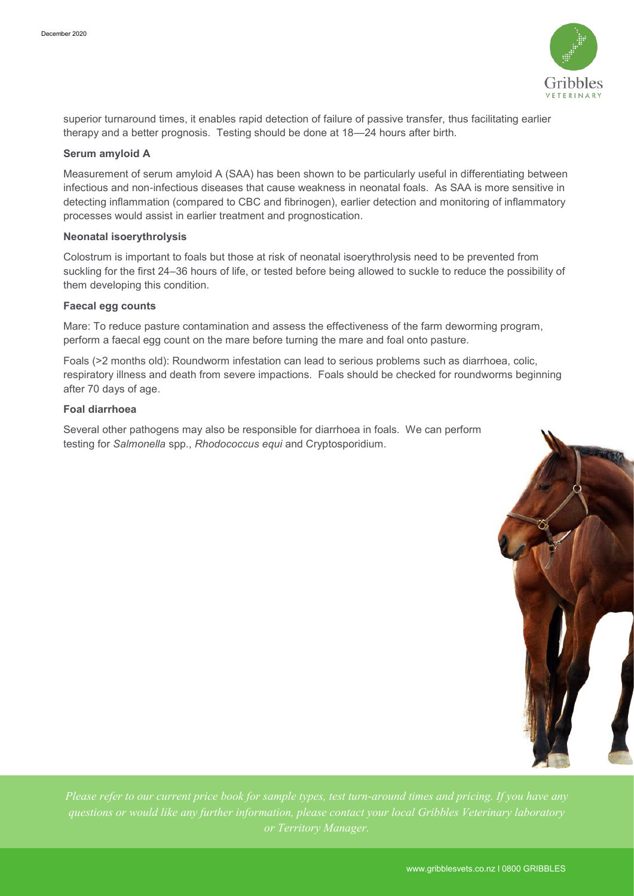superior turnaround times, it enables rapid detection of failure of passive transfer, thus facilitating earlier therapy and a better prognosis. Testing should be done at 18—24 hours after birth.

**Serum amyloid A**

Measurement of serum amyloid A (SAA) has been shown to be particularly useful in differentiating between infectious and non-infectious diseases that cause weakness in neonatal foals. As SAA is more sensitive in detecting inflammation (compared to CBC and fibrinogen), earlier detection and monitoring of inflammatory processes would assist in earlier treatment and prognostication.

**Neonatal isoerythrolysis**

Colostrum is important to foals but those at risk of neonatal isoerythrolysis need to be prevented from suckling for the first 24–36 hours of life, or tested before being allowed to suckle to reduce the possibility of them developing this condition.

**Faecal egg counts**

Mare: To reduce pasture contamination and assess the effectiveness of the farm deworming program, perform a faecal egg count on the mare before turning the mare and foal onto pasture.

Foals (>2 months old): Roundworm infestation can lead to serious problems such as diarrhoea, colic, respiratory illness and death from severe impactions. Foals should be checked for roundworms beginning after 70 days of age.

**Foal diarrhoea**

Several other pathogens may also be responsible for diarrhoea in foals. We can perform testing for *Salmonella* spp., *Rhodococcus equi* and Cryptosporidium.

*Please refer to our current price book for sample types, test turn-around times and pricing. If you have any questions or would like any further information, please contact your local Gribbles Veterinary laboratory or Territory Manager.*